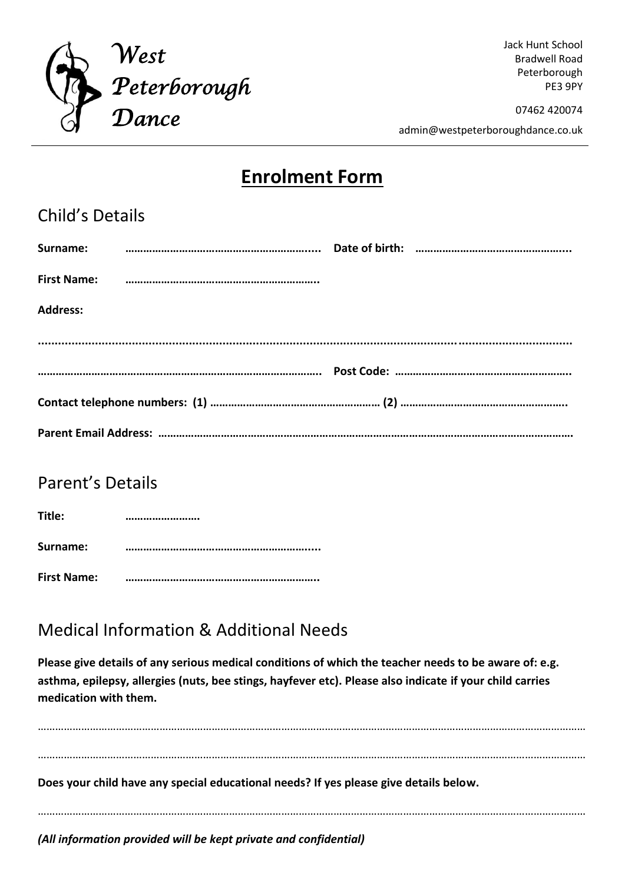West Peterborough Dance

Jack Hunt School
Bradwell Road
Peterborough
PE3 9PY

07462 420074

admin@westpeterboroughdance.co.uk

# Enrolment Form

## Child's Details

**Surname:** ………………………………………………….... **Date of birth:** …………………………………………...

**First Name:** …………………………………………………..

**Address:**

……………………………………………………………………………………………………………………………………...

………………………………………………………………………………. **Post Code:** …………………………………………………..

**Contact telephone numbers: (1)** ………………………………………………… **(2)** ………………………………………………..

**Parent Email Address:** ………………………………………………………………………………………………………………………

## Parent's Details

**Title:** …………………….

**Surname:** …………………………………………………....

**First Name:** …………………………………………………..

## Medical Information & Additional Needs

**Please give details of any serious medical conditions of which the teacher needs to be aware of: e.g. asthma, epilepsy, allergies (nuts, bee stings, hayfever etc). Please also indicate if your child carries medication with them.**

……………………………………………………………………………………………………………………………………………………

……………………………………………………………………………………………………………………………………………………

**Does your child have any special educational needs? If yes please give details below.**

……………………………………………………………………………………………………………………………………………………

***(All information provided will be kept private and confidential)***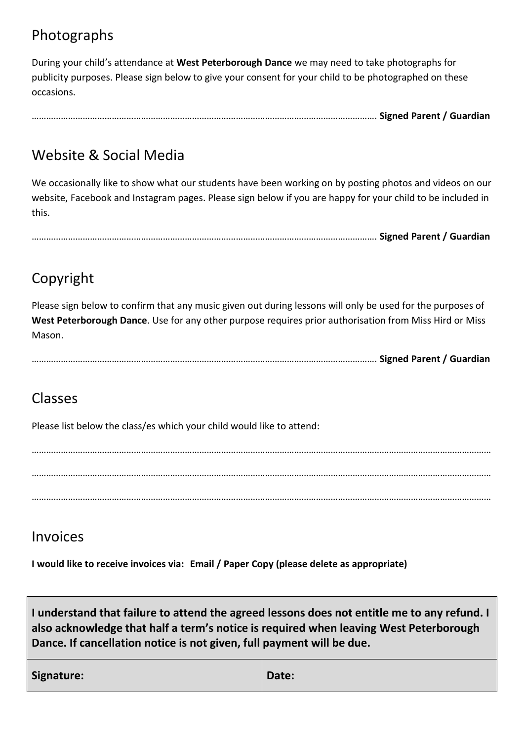## Photographs

During your child's attendance at **West Peterborough Dance** we may need to take photographs for publicity purposes. Please sign below to give your consent for your child to be photographed on these occasions.

………………………………………………………………………………………………………………………… **Signed Parent / Guardian**

## Website & Social Media

We occasionally like to show what our students have been working on by posting photos and videos on our website, Facebook and Instagram pages. Please sign below if you are happy for your child to be included in this.

………………………………………………………………………………………………………………………… **Signed Parent / Guardian**

## Copyright

Please sign below to confirm that any music given out during lessons will only be used for the purposes of **West Peterborough Dance**. Use for any other purpose requires prior authorisation from Miss Hird or Miss Mason.

………………………………………………………………………………………………………………………… **Signed Parent / Guardian**

## Classes

Please list below the class/es which your child would like to attend:

…………………………………………………………………………………………………………………………………………………………

…………………………………………………………………………………………………………………………………………………………

…………………………………………………………………………………………………………………………………………………………

## Invoices

**I would like to receive invoices via: Email / Paper Copy (please delete as appropriate)**

**I understand that failure to attend the agreed lessons does not entitle me to any refund. I also acknowledge that half a term's notice is required when leaving West Peterborough Dance. If cancellation notice is not given, full payment will be due.**

| | |
|---|---|
| **Signature:** | **Date:** |